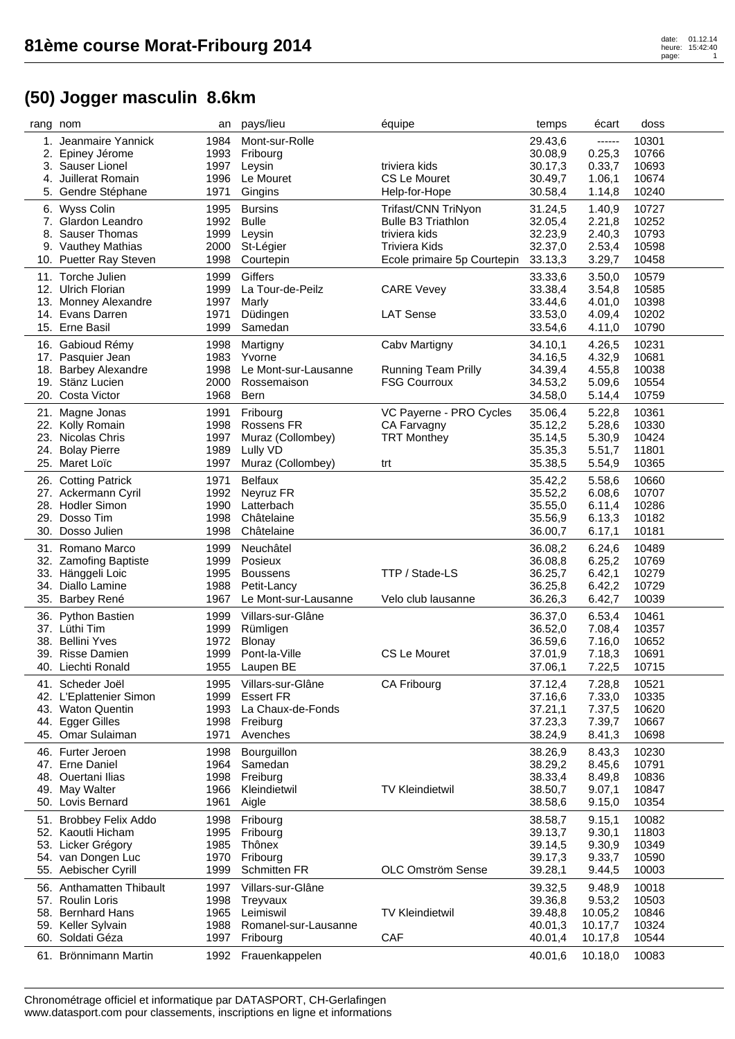# 81ème course Morat-Fribourg 2014

## (50) Jogger masculin 8.6km

| rang | nom | an | pays/lieu | équipe | temps | écart | doss |
|---|---|---|---|---|---|---|---|
| 1. | Jeanmaire Yannick | 1984 | Mont-sur-Rolle | | 29.43,6 | ------ | 10301 |
| 2. | Epiney Jérome | 1993 | Fribourg | | 30.08,9 | 0.25,3 | 10766 |
| 3. | Sauser Lionel | 1997 | Leysin | triviera kids | 30.17,3 | 0.33,7 | 10693 |
| 4. | Juillerat Romain | 1996 | Le Mouret | CS Le Mouret | 30.49,7 | 1.06,1 | 10674 |
| 5. | Gendre Stéphane | 1971 | Gingins | Help-for-Hope | 30.58,4 | 1.14,8 | 10240 |
| 6. | Wyss Colin | 1995 | Bursins | Trifast/CNN TriNyon | 31.24,5 | 1.40,9 | 10727 |
| 7. | Glardon Leandro | 1992 | Bulle | Bulle B3 Triathlon | 32.05,4 | 2.21,8 | 10252 |
| 8. | Sauser Thomas | 1999 | Leysin | triviera kids | 32.23,9 | 2.40,3 | 10793 |
| 9. | Vauthey Mathias | 2000 | St-Légier | Triviera Kids | 32.37,0 | 2.53,4 | 10598 |
| 10. | Puetter Ray Steven | 1998 | Courtepin | Ecole primaire 5p Courtepin | 33.13,3 | 3.29,7 | 10458 |
| 11. | Torche Julien | 1999 | Giffers | | 33.33,6 | 3.50,0 | 10579 |
| 12. | Ulrich Florian | 1999 | La Tour-de-Peilz | CARE Vevey | 33.38,4 | 3.54,8 | 10585 |
| 13. | Monney Alexandre | 1997 | Marly | | 33.44,6 | 4.01,0 | 10398 |
| 14. | Evans Darren | 1971 | Düdingen | LAT Sense | 33.53,0 | 4.09,4 | 10202 |
| 15. | Erne Basil | 1999 | Samedan | | 33.54,6 | 4.11,0 | 10790 |
| 16. | Gabioud Rémy | 1998 | Martigny | Cabv Martigny | 34.10,1 | 4.26,5 | 10231 |
| 17. | Pasquier Jean | 1983 | Yvorne | | 34.16,5 | 4.32,9 | 10681 |
| 18. | Barbey Alexandre | 1998 | Le Mont-sur-Lausanne | Running Team Prilly | 34.39,4 | 4.55,8 | 10038 |
| 19. | Stänz Lucien | 2000 | Rossemaison | FSG Courroux | 34.53,2 | 5.09,6 | 10554 |
| 20. | Costa Victor | 1968 | Bern | | 34.58,0 | 5.14,4 | 10759 |
| 21. | Magne Jonas | 1991 | Fribourg | VC Payerne - PRO Cycles | 35.06,4 | 5.22,8 | 10361 |
| 22. | Kolly Romain | 1998 | Rossens FR | CA Farvagny | 35.12,2 | 5.28,6 | 10330 |
| 23. | Nicolas Chris | 1997 | Muraz (Collombey) | TRT Monthey | 35.14,5 | 5.30,9 | 10424 |
| 24. | Bolay Pierre | 1989 | Lully VD | | 35.35,3 | 5.51,7 | 11801 |
| 25. | Maret Loïc | 1997 | Muraz (Collombey) | trt | 35.38,5 | 5.54,9 | 10365 |
| 26. | Cotting Patrick | 1971 | Belfaux | | 35.42,2 | 5.58,6 | 10660 |
| 27. | Ackermann Cyril | 1992 | Neyruz FR | | 35.52,2 | 6.08,6 | 10707 |
| 28. | Hodler Simon | 1990 | Latterbach | | 35.55,0 | 6.11,4 | 10286 |
| 29. | Dosso Tim | 1998 | Châtelaine | | 35.56,9 | 6.13,3 | 10182 |
| 30. | Dosso Julien | 1998 | Châtelaine | | 36.00,7 | 6.17,1 | 10181 |
| 31. | Romano Marco | 1999 | Neuchâtel | | 36.08,2 | 6.24,6 | 10489 |
| 32. | Zamofing Baptiste | 1999 | Posieux | | 36.08,8 | 6.25,2 | 10769 |
| 33. | Hänggeli Loic | 1995 | Boussens | TTP / Stade-LS | 36.25,7 | 6.42,1 | 10279 |
| 34. | Diallo Lamine | 1988 | Petit-Lancy | | 36.25,8 | 6.42,2 | 10729 |
| 35. | Barbey René | 1967 | Le Mont-sur-Lausanne | Velo club lausanne | 36.26,3 | 6.42,7 | 10039 |
| 36. | Python Bastien | 1999 | Villars-sur-Glâne | | 36.37,0 | 6.53,4 | 10461 |
| 37. | Lüthi Tim | 1999 | Rümligen | | 36.52,0 | 7.08,4 | 10357 |
| 38. | Bellini Yves | 1972 | Blonay | | 36.59,6 | 7.16,0 | 10652 |
| 39. | Risse Damien | 1999 | Pont-la-Ville | CS Le Mouret | 37.01,9 | 7.18,3 | 10691 |
| 40. | Liechti Ronald | 1955 | Laupen BE | | 37.06,1 | 7.22,5 | 10715 |
| 41. | Scheder Joël | 1995 | Villars-sur-Glâne | CA Fribourg | 37.12,4 | 7.28,8 | 10521 |
| 42. | L'Eplattenier Simon | 1999 | Essert FR | | 37.16,6 | 7.33,0 | 10335 |
| 43. | Waton Quentin | 1993 | La Chaux-de-Fonds | | 37.21,1 | 7.37,5 | 10620 |
| 44. | Egger Gilles | 1998 | Freiburg | | 37.23,3 | 7.39,7 | 10667 |
| 45. | Omar Sulaiman | 1971 | Avenches | | 38.24,9 | 8.41,3 | 10698 |
| 46. | Furter Jeroen | 1998 | Bourguillon | | 38.26,9 | 8.43,3 | 10230 |
| 47. | Erne Daniel | 1964 | Samedan | | 38.29,2 | 8.45,6 | 10791 |
| 48. | Ouertani Ilias | 1998 | Freiburg | | 38.33,4 | 8.49,8 | 10836 |
| 49. | May Walter | 1966 | Kleindietwil | TV Kleindietwil | 38.50,7 | 9.07,1 | 10847 |
| 50. | Lovis Bernard | 1961 | Aigle | | 38.58,6 | 9.15,0 | 10354 |
| 51. | Brobbey Felix Addo | 1998 | Fribourg | | 38.58,7 | 9.15,1 | 10082 |
| 52. | Kaoutli Hicham | 1995 | Fribourg | | 39.13,7 | 9.30,1 | 11803 |
| 53. | Licker Grégory | 1985 | Thônex | | 39.14,5 | 9.30,9 | 10349 |
| 54. | van Dongen Luc | 1970 | Fribourg | | 39.17,3 | 9.33,7 | 10590 |
| 55. | Aebischer Cyrill | 1999 | Schmitten FR | OLC Omström Sense | 39.28,1 | 9.44,5 | 10003 |
| 56. | Anthamatten Thibault | 1997 | Villars-sur-Glâne | | 39.32,5 | 9.48,9 | 10018 |
| 57. | Roulin Loris | 1998 | Treyvaux | | 39.36,8 | 9.53,2 | 10503 |
| 58. | Bernhard Hans | 1965 | Leimiswil | TV Kleindietwil | 39.48,8 | 10.05,2 | 10846 |
| 59. | Keller Sylvain | 1988 | Romanel-sur-Lausanne | | 40.01,3 | 10.17,7 | 10324 |
| 60. | Soldati Géza | 1997 | Fribourg | CAF | 40.01,4 | 10.17,8 | 10544 |
| 61. | Brönnimann Martin | 1992 | Frauenkappelen | | 40.01,6 | 10.18,0 | 10083 |

Chronométrage officiel et informatique par DATASPORT, CH-Gerlafingen
www.datasport.com pour classements, inscriptions en ligne et informations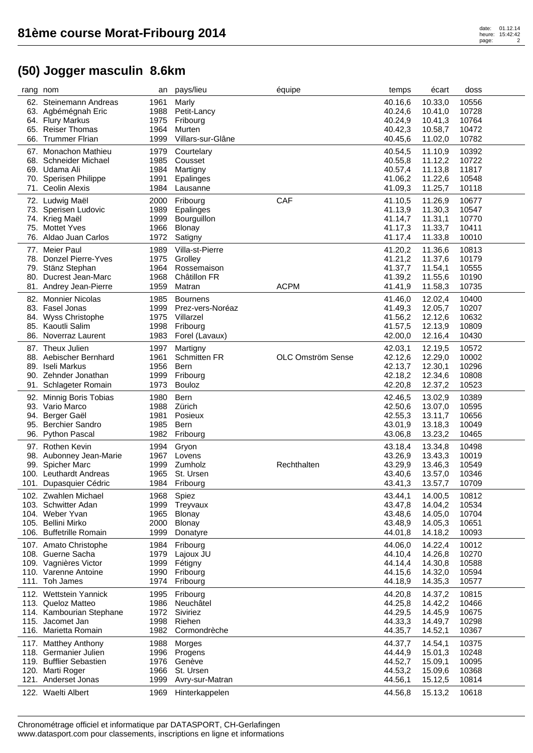# 81ème course Morat-Fribourg 2014

## (50) Jogger masculin 8.6km

| rang | nom | an | pays/lieu | équipe | temps | écart | doss |
|---|---|---|---|---|---|---|---|
| 62. | Steinemann Andreas | 1961 | Marly | | 40.16,6 | 10.33,0 | 10556 |
| 63. | Agbémégnah Eric | 1988 | Petit-Lancy | | 40.24,6 | 10.41,0 | 10728 |
| 64. | Flury Markus | 1975 | Fribourg | | 40.24,9 | 10.41,3 | 10764 |
| 65. | Reiser Thomas | 1964 | Murten | | 40.42,3 | 10.58,7 | 10472 |
| 66. | Trummer Flrian | 1999 | Villars-sur-Glâne | | 40.45,6 | 11.02,0 | 10782 |
| 67. | Monachon Mathieu | 1979 | Courtelary | | 40.54,5 | 11.10,9 | 10392 |
| 68. | Schneider Michael | 1985 | Cousset | | 40.55,8 | 11.12,2 | 10722 |
| 69. | Udama Ali | 1984 | Martigny | | 40.57,4 | 11.13,8 | 11817 |
| 70. | Sperisen Philippe | 1991 | Epalinges | | 41.06,2 | 11.22,6 | 10548 |
| 71. | Ceolin Alexis | 1984 | Lausanne | | 41.09,3 | 11.25,7 | 10118 |
| 72. | Ludwig Maël | 2000 | Fribourg | CAF | 41.10,5 | 11.26,9 | 10677 |
| 73. | Sperisen Ludovic | 1989 | Epalinges | | 41.13,9 | 11.30,3 | 10547 |
| 74. | Krieg Maël | 1999 | Bourguillon | | 41.14,7 | 11.31,1 | 10770 |
| 75. | Mottet Yves | 1966 | Blonay | | 41.17,3 | 11.33,7 | 10411 |
| 76. | Aldao Juan Carlos | 1972 | Satigny | | 41.17,4 | 11.33,8 | 10010 |
| 77. | Meier Paul | 1989 | Villa-st-Pierre | | 41.20,2 | 11.36,6 | 10813 |
| 78. | Donzel Pierre-Yves | 1975 | Grolley | | 41.21,2 | 11.37,6 | 10179 |
| 79. | Stänz Stephan | 1964 | Rossemaison | | 41.37,7 | 11.54,1 | 10555 |
| 80. | Ducrest Jean-Marc | 1968 | Châtillon FR | | 41.39,2 | 11.55,6 | 10190 |
| 81. | Andrey Jean-Pierre | 1959 | Matran | ACPM | 41.41,9 | 11.58,3 | 10735 |
| 82. | Monnier Nicolas | 1985 | Bournens | | 41.46,0 | 12.02,4 | 10400 |
| 83. | Fasel Jonas | 1999 | Prez-vers-Noréaz | | 41.49,3 | 12.05,7 | 10207 |
| 84. | Wyss Christophe | 1975 | Villarzel | | 41.56,2 | 12.12,6 | 10632 |
| 85. | Kaoutli Salim | 1998 | Fribourg | | 41.57,5 | 12.13,9 | 10809 |
| 86. | Noverraz Laurent | 1983 | Forel (Lavaux) | | 42.00,0 | 12.16,4 | 10430 |
| 87. | Theux Julien | 1997 | Martigny | | 42.03,1 | 12.19,5 | 10572 |
| 88. | Aebischer Bernhard | 1961 | Schmitten FR | OLC Omström Sense | 42.12,6 | 12.29,0 | 10002 |
| 89. | Iseli Markus | 1956 | Bern | | 42.13,7 | 12.30,1 | 10296 |
| 90. | Zehnder Jonathan | 1999 | Fribourg | | 42.18,2 | 12.34,6 | 10808 |
| 91. | Schlageter Romain | 1973 | Bouloz | | 42.20,8 | 12.37,2 | 10523 |
| 92. | Minnig Boris Tobias | 1980 | Bern | | 42.46,5 | 13.02,9 | 10389 |
| 93. | Vario Marco | 1988 | Zürich | | 42.50,6 | 13.07,0 | 10595 |
| 94. | Berger Gaël | 1981 | Posieux | | 42.55,3 | 13.11,7 | 10656 |
| 95. | Berchier Sandro | 1985 | Bern | | 43.01,9 | 13.18,3 | 10049 |
| 96. | Python Pascal | 1982 | Fribourg | | 43.06,8 | 13.23,2 | 10465 |
| 97. | Rothen Kevin | 1994 | Gryon | | 43.18,4 | 13.34,8 | 10498 |
| 98. | Aubonney Jean-Marie | 1967 | Lovens | | 43.26,9 | 13.43,3 | 10019 |
| 99. | Spicher Marc | 1999 | Zumholz | Rechthalten | 43.29,9 | 13.46,3 | 10549 |
| 100. | Leuthardt Andreas | 1965 | St. Ursen | | 43.40,6 | 13.57,0 | 10346 |
| 101. | Dupasquier Cédric | 1984 | Fribourg | | 43.41,3 | 13.57,7 | 10709 |
| 102. | Zwahlen Michael | 1968 | Spiez | | 43.44,1 | 14.00,5 | 10812 |
| 103. | Schwitter Adan | 1999 | Treyvaux | | 43.47,8 | 14.04,2 | 10534 |
| 104. | Weber Yvan | 1965 | Blonay | | 43.48,6 | 14.05,0 | 10704 |
| 105. | Bellini Mirko | 2000 | Blonay | | 43.48,9 | 14.05,3 | 10651 |
| 106. | Buffetrille Romain | 1999 | Donatyre | | 44.01,8 | 14.18,2 | 10093 |
| 107. | Amato Christophe | 1984 | Fribourg | | 44.06,0 | 14.22,4 | 10012 |
| 108. | Guerne Sacha | 1979 | Lajoux JU | | 44.10,4 | 14.26,8 | 10270 |
| 109. | Vagnières Victor | 1999 | Fétigny | | 44.14,4 | 14.30,8 | 10588 |
| 110. | Varenne Antoine | 1990 | Fribourg | | 44.15,6 | 14.32,0 | 10594 |
| 111. | Toh James | 1974 | Fribourg | | 44.18,9 | 14.35,3 | 10577 |
| 112. | Wettstein Yannick | 1995 | Fribourg | | 44.20,8 | 14.37,2 | 10815 |
| 113. | Queloz Matteo | 1986 | Neuchâtel | | 44.25,8 | 14.42,2 | 10466 |
| 114. | Kambourian Stephane | 1972 | Siviriez | | 44.29,5 | 14.45,9 | 10675 |
| 115. | Jacomet Jan | 1998 | Riehen | | 44.33,3 | 14.49,7 | 10298 |
| 116. | Marietta Romain | 1982 | Cormondrèche | | 44.35,7 | 14.52,1 | 10367 |
| 117. | Matthey Anthony | 1988 | Morges | | 44.37,7 | 14.54,1 | 10375 |
| 118. | Germanier Julien | 1996 | Progens | | 44.44,9 | 15.01,3 | 10248 |
| 119. | Bufflier Sebastien | 1976 | Genève | | 44.52,7 | 15.09,1 | 10095 |
| 120. | Marti Roger | 1966 | St. Ursen | | 44.53,2 | 15.09,6 | 10368 |
| 121. | Anderset Jonas | 1999 | Avry-sur-Matran | | 44.56,1 | 15.12,5 | 10814 |
| 122. | Waelti Albert | 1969 | Hinterkappelen | | 44.56,8 | 15.13,2 | 10618 |

Chronométrage officiel et informatique par DATASPORT, CH-Gerlafingen
www.datasport.com pour classements, inscriptions en ligne et informations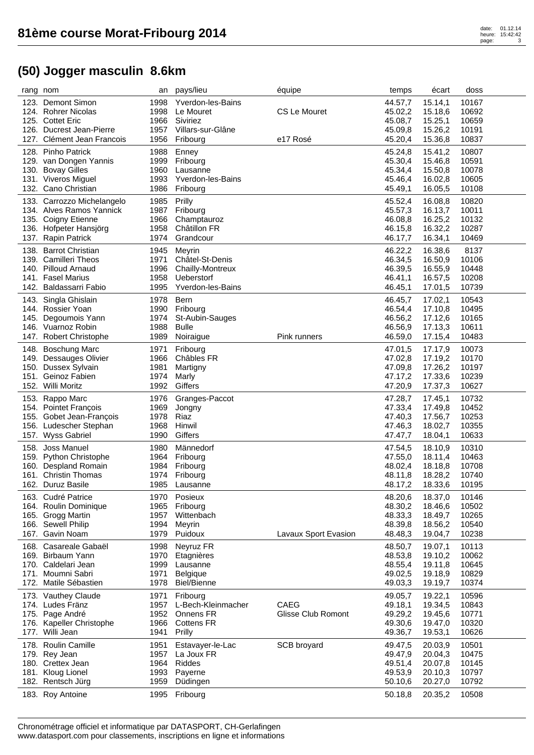# 81ème course Morat-Fribourg 2014

## (50) Jogger masculin 8.6km

| rang | nom | an | pays/lieu | équipe | temps | écart | doss |
|---|---|---|---|---|---|---|---|
| 123. | Demont Simon | 1998 | Yverdon-les-Bains | | 44.57,7 | 15.14,1 | 10167 |
| 124. | Rohrer Nicolas | 1998 | Le Mouret | CS Le Mouret | 45.02,2 | 15.18,6 | 10692 |
| 125. | Cottet Eric | 1966 | Siviriez | | 45.08,7 | 15.25,1 | 10659 |
| 126. | Ducrest Jean-Pierre | 1957 | Villars-sur-Glâne | | 45.09,8 | 15.26,2 | 10191 |
| 127. | Clément Jean Francois | 1956 | Fribourg | e17 Rosé | 45.20,4 | 15.36,8 | 10837 |
| 128. | Pinho Patrick | 1988 | Enney | | 45.24,8 | 15.41,2 | 10807 |
| 129. | van Dongen Yannis | 1999 | Fribourg | | 45.30,4 | 15.46,8 | 10591 |
| 130. | Bovay Gilles | 1960 | Lausanne | | 45.34,4 | 15.50,8 | 10078 |
| 131. | Viveros Miguel | 1993 | Yverdon-les-Bains | | 45.46,4 | 16.02,8 | 10605 |
| 132. | Cano Christian | 1986 | Fribourg | | 45.49,1 | 16.05,5 | 10108 |
| 133. | Carrozzo Michelangelo | 1985 | Prilly | | 45.52,4 | 16.08,8 | 10820 |
| 134. | Alves Ramos Yannick | 1987 | Fribourg | | 45.57,3 | 16.13,7 | 10011 |
| 135. | Coigny Etienne | 1966 | Champtauroz | | 46.08,8 | 16.25,2 | 10132 |
| 136. | Hofpeter Hansjörg | 1958 | Châtillon FR | | 46.15,8 | 16.32,2 | 10287 |
| 137. | Rapin Patrick | 1974 | Grandcour | | 46.17,7 | 16.34,1 | 10469 |
| 138. | Barrot Christian | 1945 | Meyrin | | 46.22,2 | 16.38,6 | 8137 |
| 139. | Camilleri Theos | 1971 | Châtel-St-Denis | | 46.34,5 | 16.50,9 | 10106 |
| 140. | Pilloud Arnaud | 1996 | Chailly-Montreux | | 46.39,5 | 16.55,9 | 10448 |
| 141. | Fasel Marius | 1958 | Ueberstorf | | 46.41,1 | 16.57,5 | 10208 |
| 142. | Baldassarri Fabio | 1995 | Yverdon-les-Bains | | 46.45,1 | 17.01,5 | 10739 |
| 143. | Singla Ghislain | 1978 | Bern | | 46.45,7 | 17.02,1 | 10543 |
| 144. | Rossier Yoan | 1990 | Fribourg | | 46.54,4 | 17.10,8 | 10495 |
| 145. | Degoumois Yann | 1974 | St-Aubin-Sauges | | 46.56,2 | 17.12,6 | 10165 |
| 146. | Vuarnoz Robin | 1988 | Bulle | | 46.56,9 | 17.13,3 | 10611 |
| 147. | Robert Christophe | 1989 | Noiraigue | Pink runners | 46.59,0 | 17.15,4 | 10483 |
| 148. | Boschung Marc | 1971 | Fribourg | | 47.01,5 | 17.17,9 | 10073 |
| 149. | Dessauges Olivier | 1966 | Châbles FR | | 47.02,8 | 17.19,2 | 10170 |
| 150. | Dussex Sylvain | 1981 | Martigny | | 47.09,8 | 17.26,2 | 10197 |
| 151. | Geinoz Fabien | 1974 | Marly | | 47.17,2 | 17.33,6 | 10239 |
| 152. | Willi Moritz | 1992 | Giffers | | 47.20,9 | 17.37,3 | 10627 |
| 153. | Rappo Marc | 1976 | Granges-Paccot | | 47.28,7 | 17.45,1 | 10732 |
| 154. | Pointet François | 1969 | Jongny | | 47.33,4 | 17.49,8 | 10452 |
| 155. | Gobet Jean-François | 1978 | Riaz | | 47.40,3 | 17.56,7 | 10253 |
| 156. | Ludescher Stephan | 1968 | Hinwil | | 47.46,3 | 18.02,7 | 10355 |
| 157. | Wyss Gabriel | 1990 | Giffers | | 47.47,7 | 18.04,1 | 10633 |
| 158. | Joss Manuel | 1980 | Männedorf | | 47.54,5 | 18.10,9 | 10310 |
| 159. | Python Christophe | 1964 | Fribourg | | 47.55,0 | 18.11,4 | 10463 |
| 160. | Despland Romain | 1984 | Fribourg | | 48.02,4 | 18.18,8 | 10708 |
| 161. | Christin Thomas | 1974 | Fribourg | | 48.11,8 | 18.28,2 | 10740 |
| 162. | Duruz Basile | 1985 | Lausanne | | 48.17,2 | 18.33,6 | 10195 |
| 163. | Cudré Patrice | 1970 | Posieux | | 48.20,6 | 18.37,0 | 10146 |
| 164. | Roulin Dominique | 1965 | Fribourg | | 48.30,2 | 18.46,6 | 10502 |
| 165. | Grogg Martin | 1957 | Wittenbach | | 48.33,3 | 18.49,7 | 10265 |
| 166. | Sewell Philip | 1994 | Meyrin | | 48.39,8 | 18.56,2 | 10540 |
| 167. | Gavin Noam | 1979 | Puidoux | Lavaux Sport Evasion | 48.48,3 | 19.04,7 | 10238 |
| 168. | Casareale Gabaël | 1998 | Neyruz FR | | 48.50,7 | 19.07,1 | 10113 |
| 169. | Birbaum Yann | 1970 | Etagnières | | 48.53,8 | 19.10,2 | 10062 |
| 170. | Caldelari Jean | 1999 | Lausanne | | 48.55,4 | 19.11,8 | 10645 |
| 171. | Moumni Sabri | 1971 | Belgique | | 49.02,5 | 19.18,9 | 10829 |
| 172. | Matile Sébastien | 1978 | Biel/Bienne | | 49.03,3 | 19.19,7 | 10374 |
| 173. | Vauthey Claude | 1971 | Fribourg | | 49.05,7 | 19.22,1 | 10596 |
| 174. | Ludes Fränz | 1957 | L-Bech-Kleinmacher | CAEG | 49.18,1 | 19.34,5 | 10843 |
| 175. | Page André | 1952 | Onnens FR | Glisse Club Romont | 49.29,2 | 19.45,6 | 10771 |
| 176. | Kapeller Christophe | 1966 | Cottens FR | | 49.30,6 | 19.47,0 | 10320 |
| 177. | Willi Jean | 1941 | Prilly | | 49.36,7 | 19.53,1 | 10626 |
| 178. | Roulin Camille | 1951 | Estavayer-le-Lac | SCB broyard | 49.47,5 | 20.03,9 | 10501 |
| 179. | Rey Jean | 1957 | La Joux FR | | 49.47,9 | 20.04,3 | 10475 |
| 180. | Crettex Jean | 1964 | Riddes | | 49.51,4 | 20.07,8 | 10145 |
| 181. | Kloug Lionel | 1993 | Payerne | | 49.53,9 | 20.10,3 | 10797 |
| 182. | Rentsch Jürg | 1959 | Düdingen | | 50.10,6 | 20.27,0 | 10792 |
| 183. | Roy Antoine | 1995 | Fribourg | | 50.18,8 | 20.35,2 | 10508 |

Chronométrage officiel et informatique par DATASPORT, CH-Gerlafingen
www.datasport.com pour classements, inscriptions en ligne et informations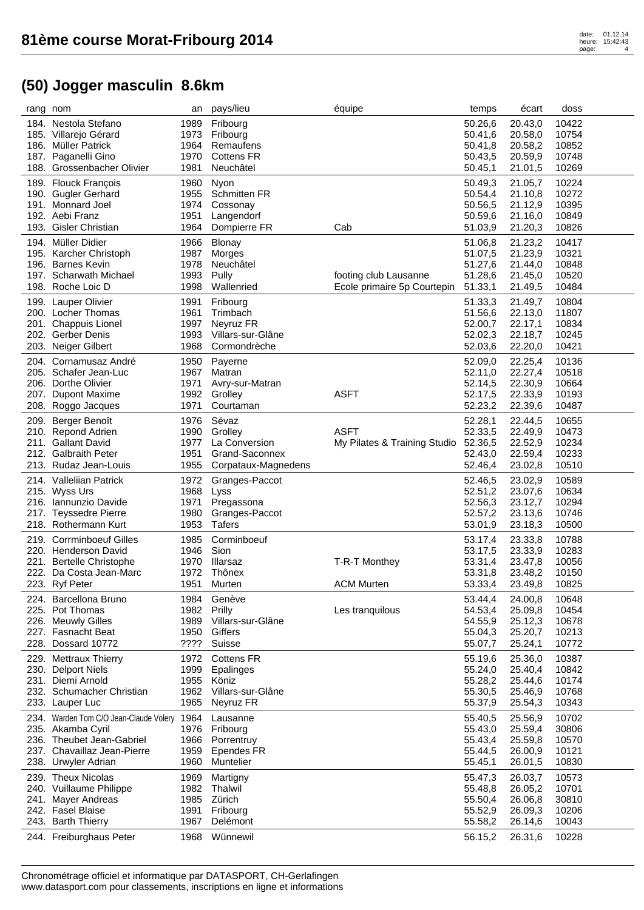# 81ème course Morat-Fribourg 2014

## (50) Jogger masculin 8.6km

| rang | nom | an | pays/lieu | équipe | temps | écart | doss |
|---|---|---|---|---|---|---|---|
| 184. | Nestola Stefano | 1989 | Fribourg | | 50.26,6 | 20.43,0 | 10422 |
| 185. | Villarejo Gérard | 1973 | Fribourg | | 50.41,6 | 20.58,0 | 10754 |
| 186. | Müller Patrick | 1964 | Remaufens | | 50.41,8 | 20.58,2 | 10852 |
| 187. | Paganelli Gino | 1970 | Cottens FR | | 50.43,5 | 20.59,9 | 10748 |
| 188. | Grossenbacher Olivier | 1981 | Neuchâtel | | 50.45,1 | 21.01,5 | 10269 |
| 189. | Flouck François | 1960 | Nyon | | 50.49,3 | 21.05,7 | 10224 |
| 190. | Gugler Gerhard | 1955 | Schmitten FR | | 50.54,4 | 21.10,8 | 10272 |
| 191. | Monnard Joel | 1974 | Cossonay | | 50.56,5 | 21.12,9 | 10395 |
| 192. | Aebi Franz | 1951 | Langendorf | | 50.59,6 | 21.16,0 | 10849 |
| 193. | Gisler Christian | 1964 | Dompierre FR | Cab | 51.03,9 | 21.20,3 | 10826 |
| 194. | Müller Didier | 1966 | Blonay | | 51.06,8 | 21.23,2 | 10417 |
| 195. | Karcher Christoph | 1987 | Morges | | 51.07,5 | 21.23,9 | 10321 |
| 196. | Barnes Kevin | 1978 | Neuchâtel | | 51.27,6 | 21.44,0 | 10848 |
| 197. | Scharwath Michael | 1993 | Pully | footing club Lausanne | 51.28,6 | 21.45,0 | 10520 |
| 198. | Roche Loic D | 1998 | Wallenried | Ecole primaire 5p Courtepin | 51.33,1 | 21.49,5 | 10484 |
| 199. | Lauper Olivier | 1991 | Fribourg | | 51.33,3 | 21.49,7 | 10804 |
| 200. | Locher Thomas | 1961 | Trimbach | | 51.56,6 | 22.13,0 | 11807 |
| 201. | Chappuis Lionel | 1997 | Neyruz FR | | 52.00,7 | 22.17,1 | 10834 |
| 202. | Gerber Denis | 1993 | Villars-sur-Glâne | | 52.02,3 | 22.18,7 | 10245 |
| 203. | Neiger Gilbert | 1968 | Cormondrèche | | 52.03,6 | 22.20,0 | 10421 |
| 204. | Cornamusaz André | 1950 | Payerne | | 52.09,0 | 22.25,4 | 10136 |
| 205. | Schafer Jean-Luc | 1967 | Matran | | 52.11,0 | 22.27,4 | 10518 |
| 206. | Dorthe Olivier | 1971 | Avry-sur-Matran | | 52.14,5 | 22.30,9 | 10664 |
| 207. | Dupont Maxime | 1992 | Grolley | ASFT | 52.17,5 | 22.33,9 | 10193 |
| 208. | Roggo Jacques | 1971 | Courtaman | | 52.23,2 | 22.39,6 | 10487 |
| 209. | Berger Benoît | 1976 | Sévaz | | 52.28,1 | 22.44,5 | 10655 |
| 210. | Repond Adrien | 1990 | Grolley | ASFT | 52.33,5 | 22.49,9 | 10473 |
| 211. | Gallant David | 1977 | La Conversion | My Pilates & Training Studio | 52.36,5 | 22.52,9 | 10234 |
| 212. | Galbraith Peter | 1951 | Grand-Saconnex | | 52.43,0 | 22.59,4 | 10233 |
| 213. | Rudaz Jean-Louis | 1955 | Corpataux-Magnedens | | 52.46,4 | 23.02,8 | 10510 |
| 214. | Valleliian Patrick | 1972 | Granges-Paccot | | 52.46,5 | 23.02,9 | 10589 |
| 215. | Wyss Urs | 1968 | Lyss | | 52.51,2 | 23.07,6 | 10634 |
| 216. | Iannunzio Davide | 1971 | Pregassona | | 52.56,3 | 23.12,7 | 10294 |
| 217. | Teyssedre Pierre | 1980 | Granges-Paccot | | 52.57,2 | 23.13,6 | 10746 |
| 218. | Rothermann Kurt | 1953 | Tafers | | 53.01,9 | 23.18,3 | 10500 |
| 219. | Corrminboeuf Gilles | 1985 | Corminboeuf | | 53.17,4 | 23.33,8 | 10788 |
| 220. | Henderson David | 1946 | Sion | | 53.17,5 | 23.33,9 | 10283 |
| 221. | Bertelle Christophe | 1970 | Illarsaz | T-R-T Monthey | 53.31,4 | 23.47,8 | 10056 |
| 222. | Da Costa Jean-Marc | 1972 | Thônex | | 53.31,8 | 23.48,2 | 10150 |
| 223. | Ryf Peter | 1951 | Murten | ACM Murten | 53.33,4 | 23.49,8 | 10825 |
| 224. | Barcellona Bruno | 1984 | Genève | | 53.44,4 | 24.00,8 | 10648 |
| 225. | Pot Thomas | 1982 | Prilly | Les tranquilous | 54.53,4 | 25.09,8 | 10454 |
| 226. | Meuwly Gilles | 1989 | Villars-sur-Glâne | | 54.55,9 | 25.12,3 | 10678 |
| 227. | Fasnacht Beat | 1950 | Giffers | | 55.04,3 | 25.20,7 | 10213 |
| 228. | Dossard 10772 | ???? | Suisse | | 55.07,7 | 25.24,1 | 10772 |
| 229. | Mettraux Thierry | 1972 | Cottens FR | | 55.19,6 | 25.36,0 | 10387 |
| 230. | Delport Niels | 1999 | Epalinges | | 55.24,0 | 25.40,4 | 10842 |
| 231. | Diemi Arnold | 1955 | Köniz | | 55.28,2 | 25.44,6 | 10174 |
| 232. | Schumacher Christian | 1962 | Villars-sur-Glâne | | 55.30,5 | 25.46,9 | 10768 |
| 233. | Lauper Luc | 1965 | Neyruz FR | | 55.37,9 | 25.54,3 | 10343 |
| 234. | Warden Tom C/O Jean-Claude Volery | 1964 | Lausanne | | 55.40,5 | 25.56,9 | 10702 |
| 235. | Akamba Cyril | 1976 | Fribourg | | 55.43,0 | 25.59,4 | 30806 |
| 236. | Theubet Jean-Gabriel | 1966 | Porrentruy | | 55.43,4 | 25.59,8 | 10570 |
| 237. | Chavaillaz Jean-Pierre | 1959 | Ependes FR | | 55.44,5 | 26.00,9 | 10121 |
| 238. | Urwyler Adrian | 1960 | Muntelier | | 55.45,1 | 26.01,5 | 10830 |
| 239. | Theux Nicolas | 1969 | Martigny | | 55.47,3 | 26.03,7 | 10573 |
| 240. | Vuillaume Philippe | 1982 | Thalwil | | 55.48,8 | 26.05,2 | 10701 |
| 241. | Mayer Andreas | 1985 | Zürich | | 55.50,4 | 26.06,8 | 30810 |
| 242. | Fasel Blaise | 1991 | Fribourg | | 55.52,9 | 26.09,3 | 10206 |
| 243. | Barth Thierry | 1967 | Delémont | | 55.58,2 | 26.14,6 | 10043 |
| 244. | Freiburghaus Peter | 1968 | Wünnewil | | 56.15,2 | 26.31,6 | 10228 |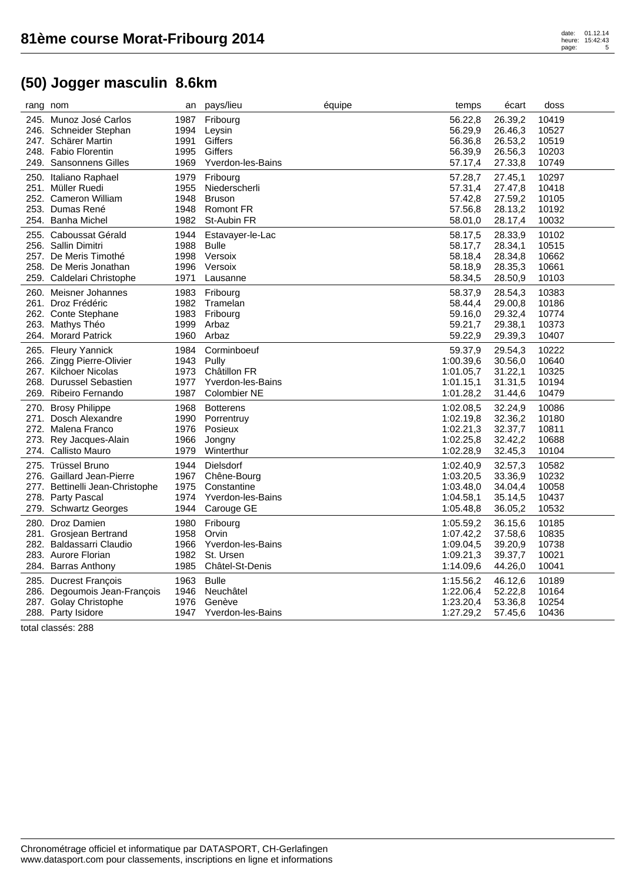# 81ème course Morat-Fribourg 2014

## (50) Jogger masculin 8.6km

| rang | nom | an | pays/lieu | équipe | temps | écart | doss |
|---|---|---|---|---|---|---|---|
| 245. | Munoz José Carlos | 1987 | Fribourg | | 56.22,8 | 26.39,2 | 10419 |
| 246. | Schneider Stephan | 1994 | Leysin | | 56.29,9 | 26.46,3 | 10527 |
| 247. | Schärer Martin | 1991 | Giffers | | 56.36,8 | 26.53,2 | 10519 |
| 248. | Fabio Florentin | 1995 | Giffers | | 56.39,9 | 26.56,3 | 10203 |
| 249. | Sansonnens Gilles | 1969 | Yverdon-les-Bains | | 57.17,4 | 27.33,8 | 10749 |
| 250. | Italiano Raphael | 1979 | Fribourg | | 57.28,7 | 27.45,1 | 10297 |
| 251. | Müller Ruedi | 1955 | Niederscherli | | 57.31,4 | 27.47,8 | 10418 |
| 252. | Cameron William | 1948 | Bruson | | 57.42,8 | 27.59,2 | 10105 |
| 253. | Dumas René | 1948 | Romont FR | | 57.56,8 | 28.13,2 | 10192 |
| 254. | Banha Michel | 1982 | St-Aubin FR | | 58.01,0 | 28.17,4 | 10032 |
| 255. | Caboussat Gérald | 1944 | Estavayer-le-Lac | | 58.17,5 | 28.33,9 | 10102 |
| 256. | Sallin Dimitri | 1988 | Bulle | | 58.17,7 | 28.34,1 | 10515 |
| 257. | De Meris Timothé | 1998 | Versoix | | 58.18,4 | 28.34,8 | 10662 |
| 258. | De Meris Jonathan | 1996 | Versoix | | 58.18,9 | 28.35,3 | 10661 |
| 259. | Caldelari Christophe | 1971 | Lausanne | | 58.34,5 | 28.50,9 | 10103 |
| 260. | Meisner Johannes | 1983 | Fribourg | | 58.37,9 | 28.54,3 | 10383 |
| 261. | Droz Frédéric | 1982 | Tramelan | | 58.44,4 | 29.00,8 | 10186 |
| 262. | Conte Stephane | 1983 | Fribourg | | 59.16,0 | 29.32,4 | 10774 |
| 263. | Mathys Théo | 1999 | Arbaz | | 59.21,7 | 29.38,1 | 10373 |
| 264. | Morard Patrick | 1960 | Arbaz | | 59.22,9 | 29.39,3 | 10407 |
| 265. | Fleury Yannick | 1984 | Corminboeuf | | 59.37,9 | 29.54,3 | 10222 |
| 266. | Zingg Pierre-Olivier | 1943 | Pully | | 1:00.39,6 | 30.56,0 | 10640 |
| 267. | Kilchoer Nicolas | 1973 | Châtillon FR | | 1:01.05,7 | 31.22,1 | 10325 |
| 268. | Durussel Sebastien | 1977 | Yverdon-les-Bains | | 1:01.15,1 | 31.31,5 | 10194 |
| 269. | Ribeiro Fernando | 1987 | Colombier NE | | 1:01.28,2 | 31.44,6 | 10479 |
| 270. | Brosy Philippe | 1968 | Botterens | | 1:02.08,5 | 32.24,9 | 10086 |
| 271. | Dosch Alexandre | 1990 | Porrentruy | | 1:02.19,8 | 32.36,2 | 10180 |
| 272. | Malena Franco | 1976 | Posieux | | 1:02.21,3 | 32.37,7 | 10811 |
| 273. | Rey Jacques-Alain | 1966 | Jongny | | 1:02.25,8 | 32.42,2 | 10688 |
| 274. | Callisto Mauro | 1979 | Winterthur | | 1:02.28,9 | 32.45,3 | 10104 |
| 275. | Trüssel Bruno | 1944 | Dielsdorf | | 1:02.40,9 | 32.57,3 | 10582 |
| 276. | Gaillard Jean-Pierre | 1967 | Chêne-Bourg | | 1:03.20,5 | 33.36,9 | 10232 |
| 277. | Bettinelli Jean-Christophe | 1975 | Constantine | | 1:03.48,0 | 34.04,4 | 10058 |
| 278. | Party Pascal | 1974 | Yverdon-les-Bains | | 1:04.58,1 | 35.14,5 | 10437 |
| 279. | Schwartz Georges | 1944 | Carouge GE | | 1:05.48,8 | 36.05,2 | 10532 |
| 280. | Droz Damien | 1980 | Fribourg | | 1:05.59,2 | 36.15,6 | 10185 |
| 281. | Grosjean Bertrand | 1958 | Orvin | | 1:07.42,2 | 37.58,6 | 10835 |
| 282. | Baldassarri Claudio | 1966 | Yverdon-les-Bains | | 1:09.04,5 | 39.20,9 | 10738 |
| 283. | Aurore Florian | 1982 | St. Ursen | | 1:09.21,3 | 39.37,7 | 10021 |
| 284. | Barras Anthony | 1985 | Châtel-St-Denis | | 1:14.09,6 | 44.26,0 | 10041 |
| 285. | Ducrest François | 1963 | Bulle | | 1:15.56,2 | 46.12,6 | 10189 |
| 286. | Degoumois Jean-François | 1946 | Neuchâtel | | 1:22.06,4 | 52.22,8 | 10164 |
| 287. | Golay Christophe | 1976 | Genève | | 1:23.20,4 | 53.36,8 | 10254 |
| 288. | Party Isidore | 1947 | Yverdon-les-Bains | | 1:27.29,2 | 57.45,6 | 10436 |

total classés: 288

Chronométrage officiel et informatique par DATASPORT, CH-Gerlafingen
www.datasport.com pour classements, inscriptions en ligne et informations